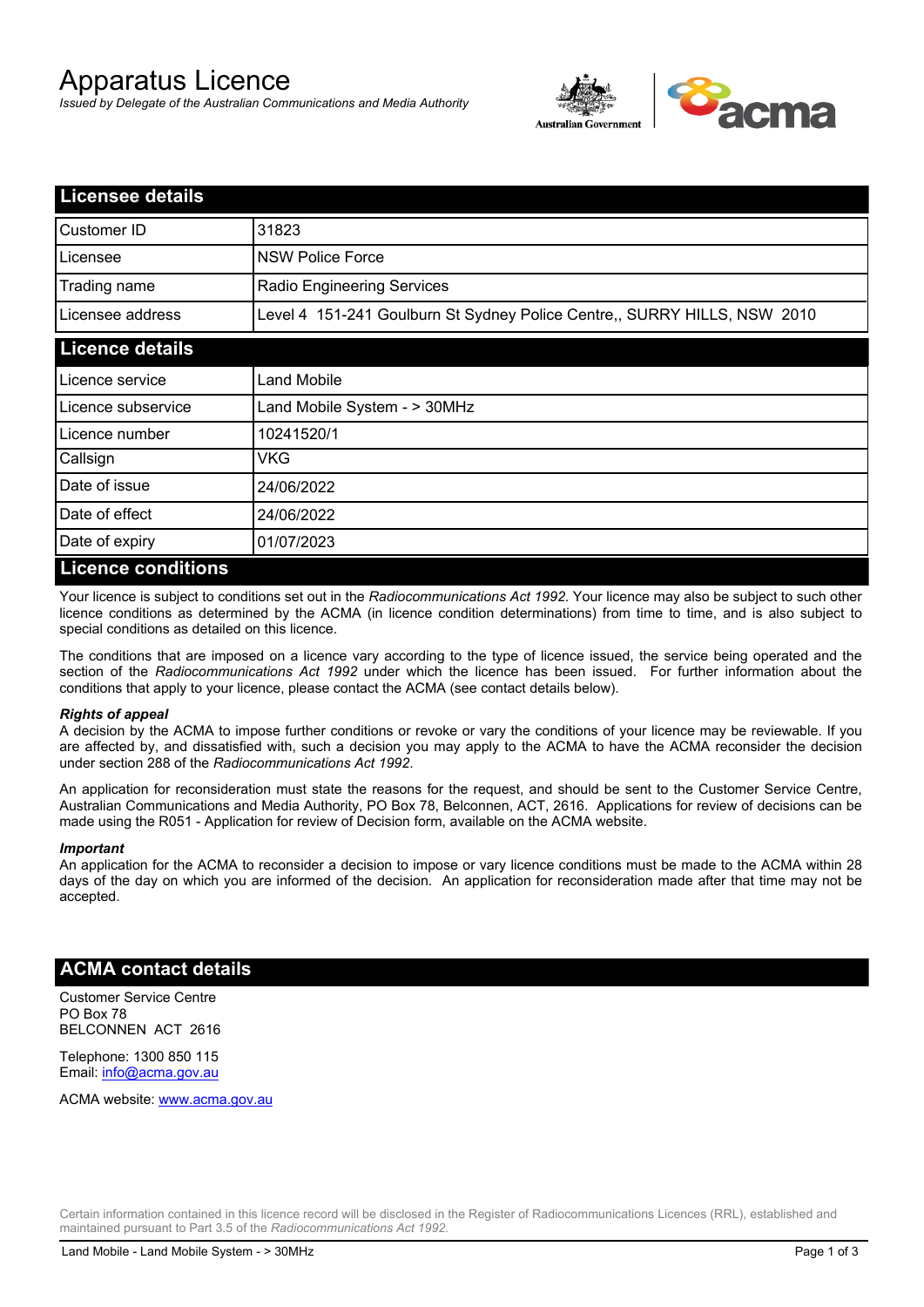# Apparatus Licence

*Issued by Delegate of the Australian Communications and Media Authority*

## Licensee details

| Customer ID | 31823 |
|---|---|
| Licensee | NSW Police Force |
| Trading name | Radio Engineering Services |
| Licensee address | Level 4 151-241 Goulburn St Sydney Police Centre,, SURRY HILLS, NSW 2010 |

## Licence details

| Licence service | Land Mobile |
|---|---|
| Licence subservice | Land Mobile System - > 30MHz |
| Licence number | 10241520/1 |
| Callsign | VKG |
| Date of issue | 24/06/2022 |
| Date of effect | 24/06/2022 |
| Date of expiry | 01/07/2023 |

## Licence conditions

Your licence is subject to conditions set out in the *Radiocommunications Act 1992*. Your licence may also be subject to such other licence conditions as determined by the ACMA (in licence condition determinations) from time to time, and is also subject to special conditions as detailed on this licence.

The conditions that are imposed on a licence vary according to the type of licence issued, the service being operated and the section of the *Radiocommunications Act 1992* under which the licence has been issued. For further information about the conditions that apply to your licence, please contact the ACMA (see contact details below).

#### *Rights of appeal*

A decision by the ACMA to impose further conditions or revoke or vary the conditions of your licence may be reviewable. If you are affected by, and dissatisfied with, such a decision you may apply to the ACMA to have the ACMA reconsider the decision under section 288 of the *Radiocommunications Act 1992*.

An application for reconsideration must state the reasons for the request, and should be sent to the Customer Service Centre, Australian Communications and Media Authority, PO Box 78, Belconnen, ACT, 2616. Applications for review of decisions can be made using the R051 - Application for review of Decision form, available on the ACMA website.

#### *Important*

An application for the ACMA to reconsider a decision to impose or vary licence conditions must be made to the ACMA within 28 days of the day on which you are informed of the decision. An application for reconsideration made after that time may not be accepted.

## ACMA contact details

Customer Service Centre
PO Box 78
BELCONNEN ACT 2616

Telephone: 1300 850 115
Email: info@acma.gov.au

ACMA website: www.acma.gov.au

Certain information contained in this licence record will be disclosed in the Register of Radiocommunications Licences (RRL), established and maintained pursuant to Part 3.5 of the *Radiocommunications Act 1992.*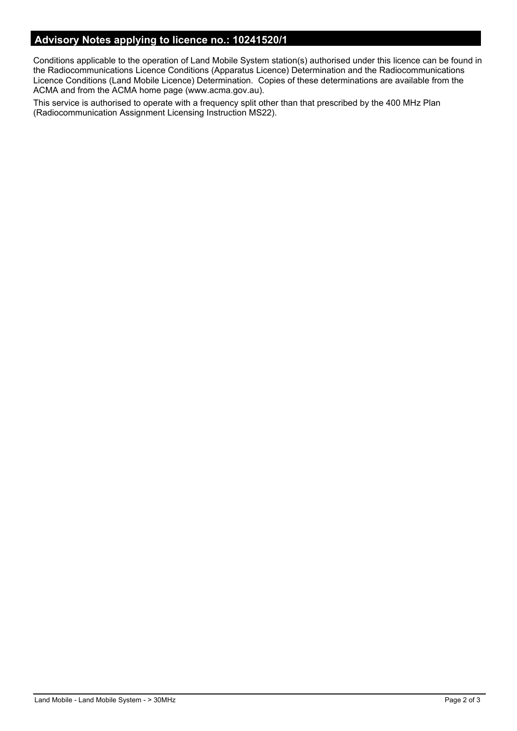## Advisory Notes applying to licence no.: 10241520/1

Conditions applicable to the operation of Land Mobile System station(s) authorised under this licence can be found in the Radiocommunications Licence Conditions (Apparatus Licence) Determination and the Radiocommunications Licence Conditions (Land Mobile Licence) Determination. Copies of these determinations are available from the ACMA and from the ACMA home page (www.acma.gov.au).

This service is authorised to operate with a frequency split other than that prescribed by the 400 MHz Plan (Radiocommunication Assignment Licensing Instruction MS22).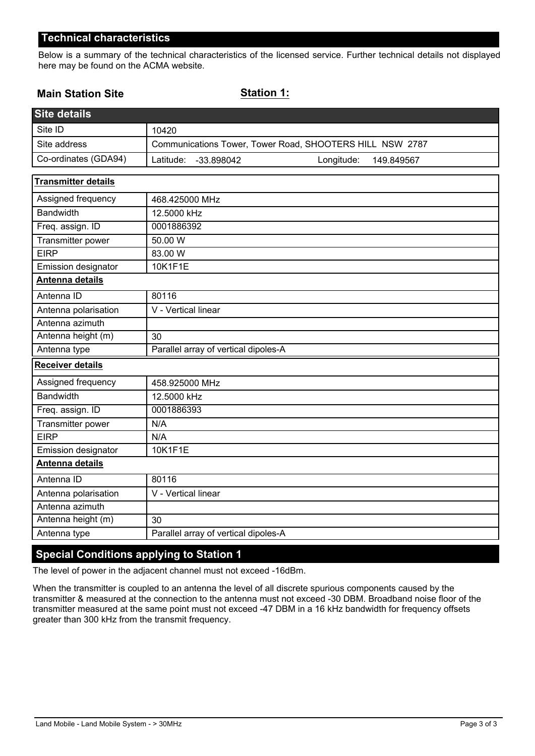## Technical characteristics

Below is a summary of the technical characteristics of the licensed service. Further technical details not displayed here may be found on the ACMA website.

**Main Station Site** **Station 1:**

| Site details | |
|---|---|
| Site ID | 10420 |
| Site address | Communications Tower, Tower Road, SHOOTERS HILL NSW 2787 |
| Co-ordinates (GDA94) | Latitude: -33.898042 Longitude: 149.849567 |

| Transmitter details | |
|---|---|
| Assigned frequency | 468.425000 MHz |
| Bandwidth | 12.5000 kHz |
| Freq. assign. ID | 0001886392 |
| Transmitter power | 50.00 W |
| EIRP | 83.00 W |
| Emission designator | 10K1F1E |
| **Antenna details** | |
| Antenna ID | 80116 |
| Antenna polarisation | V - Vertical linear |
| Antenna azimuth | |
| Antenna height (m) | 30 |
| Antenna type | Parallel array of vertical dipoles-A |

| Receiver details | |
|---|---|
| Assigned frequency | 458.925000 MHz |
| Bandwidth | 12.5000 kHz |
| Freq. assign. ID | 0001886393 |
| Transmitter power | N/A |
| EIRP | N/A |
| Emission designator | 10K1F1E |
| **Antenna details** | |
| Antenna ID | 80116 |
| Antenna polarisation | V - Vertical linear |
| Antenna azimuth | |
| Antenna height (m) | 30 |
| Antenna type | Parallel array of vertical dipoles-A |

## Special Conditions applying to Station 1

The level of power in the adjacent channel must not exceed -16dBm.

When the transmitter is coupled to an antenna the level of all discrete spurious components caused by the transmitter & measured at the connection to the antenna must not exceed -30 DBM. Broadband noise floor of the transmitter measured at the same point must not exceed -47 DBM in a 16 kHz bandwidth for frequency offsets greater than 300 kHz from the transmit frequency.